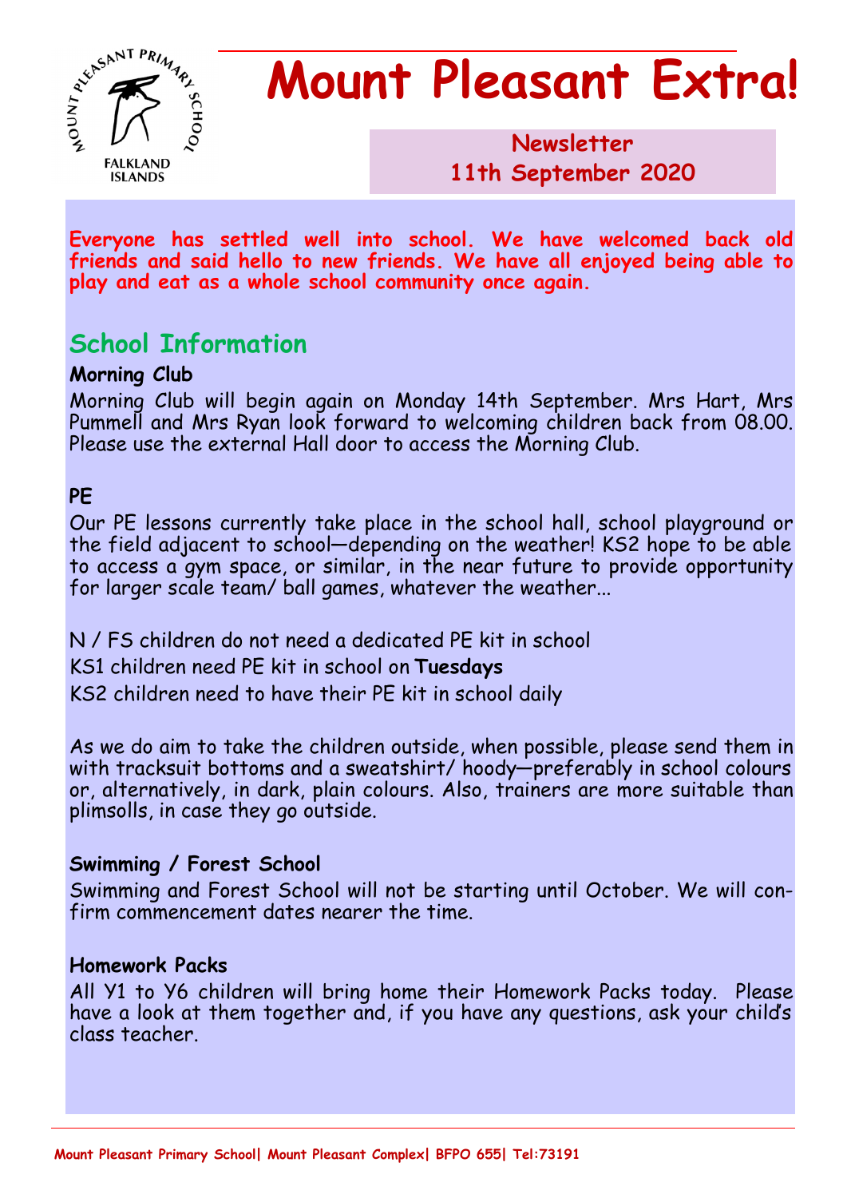# Mount Pleasant Extra!

**Newsletter**
**11th September 2020**

**Everyone has settled well into school. We have welcomed back old friends and said hello to new friends. We have all enjoyed being able to play and eat as a whole school community once again.**

## School Information

### Morning Club

Morning Club will begin again on Monday 14th September. Mrs Hart, Mrs Pummell and Mrs Ryan look forward to welcoming children back from 08.00. Please use the external Hall door to access the Morning Club.

### PE

Our PE lessons currently take place in the school hall, school playground or the field adjacent to school—depending on the weather! KS2 hope to be able to access a gym space, or similar, in the near future to provide opportunity for larger scale team/ ball games, whatever the weather...

N / FS children do not need a dedicated PE kit in school

KS1 children need PE kit in school on **Tuesdays**

KS2 children need to have their PE kit in school daily

As we do aim to take the children outside, when possible, please send them in with tracksuit bottoms and a sweatshirt/ hoody—preferably in school colours or, alternatively, in dark, plain colours. Also, trainers are more suitable than plimsolls, in case they go outside.

### Swimming / Forest School

Swimming and Forest School will not be starting until October. We will confirm commencement dates nearer the time.

### Homework Packs

All Y1 to Y6 children will bring home their Homework Packs today. Please have a look at them together and, if you have any questions, ask your child's class teacher.

Mount Pleasant Primary School| Mount Pleasant Complex| BFPO 655| Tel:73191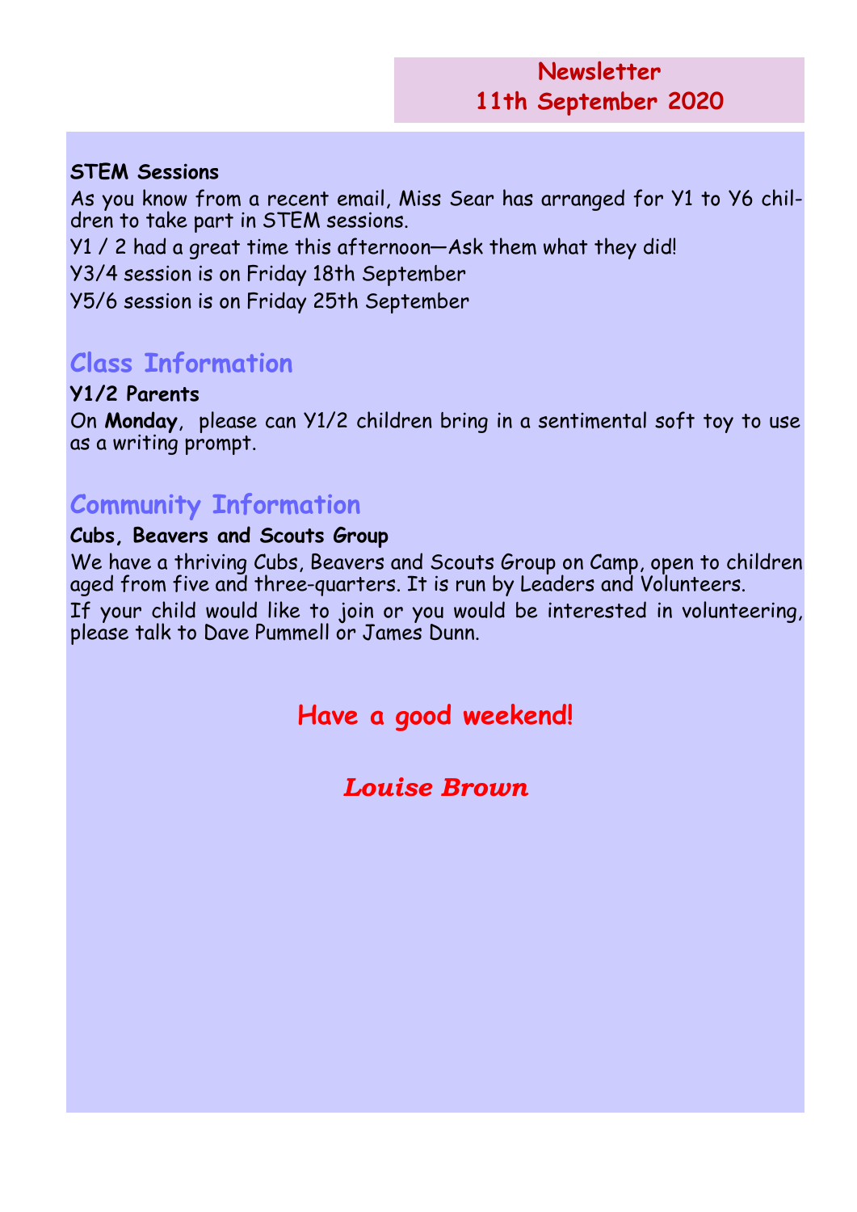**Newsletter**
**11th September 2020**

**STEM Sessions**

As you know from a recent email, Miss Sear has arranged for Y1 to Y6 children to take part in STEM sessions.

Y1 / 2 had a great time this afternoon—Ask them what they did!

Y3/4 session is on Friday 18th September

Y5/6 session is on Friday 25th September

## Class Information

**Y1/2 Parents**

On **Monday**, please can Y1/2 children bring in a sentimental soft toy to use as a writing prompt.

## Community Information

**Cubs, Beavers and Scouts Group**

We have a thriving Cubs, Beavers and Scouts Group on Camp, open to children aged from five and three-quarters. It is run by Leaders and Volunteers.

If your child would like to join or you would be interested in volunteering, please talk to Dave Pummell or James Dunn.

**Have a good weekend!**

***Louise Brown***